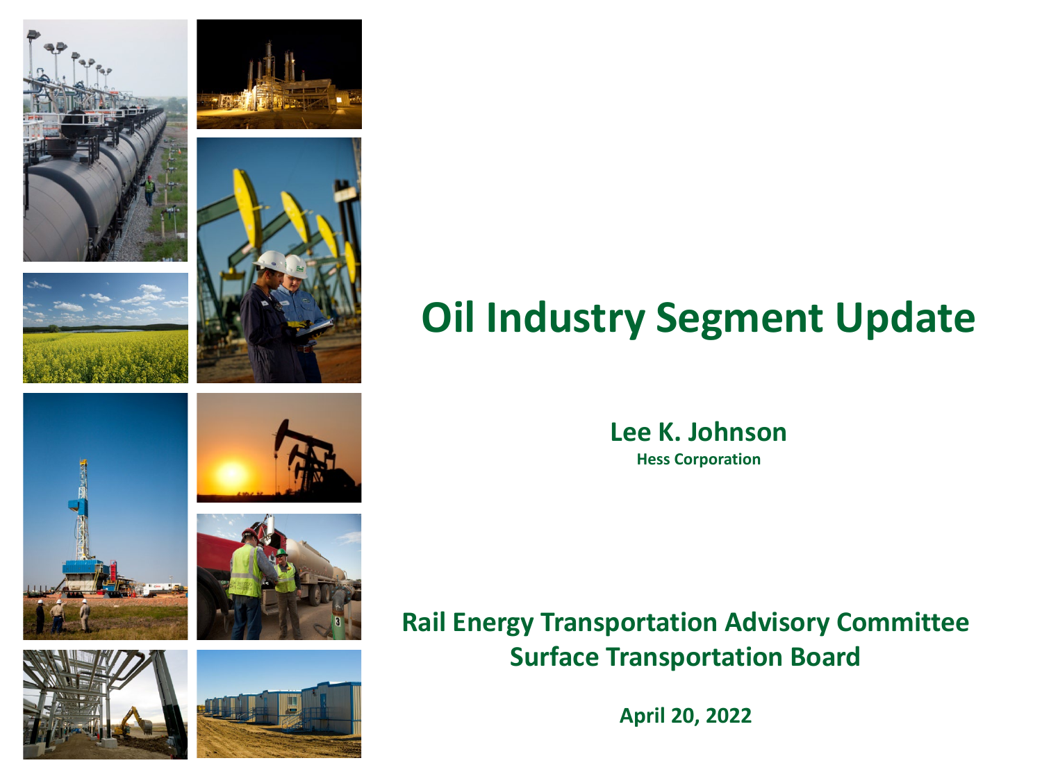# Oil Industry Segment Update

**Lee K. Johnson**

**Hess Corporation**

**Rail Energy Transportation Advisory Committee**

**Surface Transportation Board**

**April 20, 2022**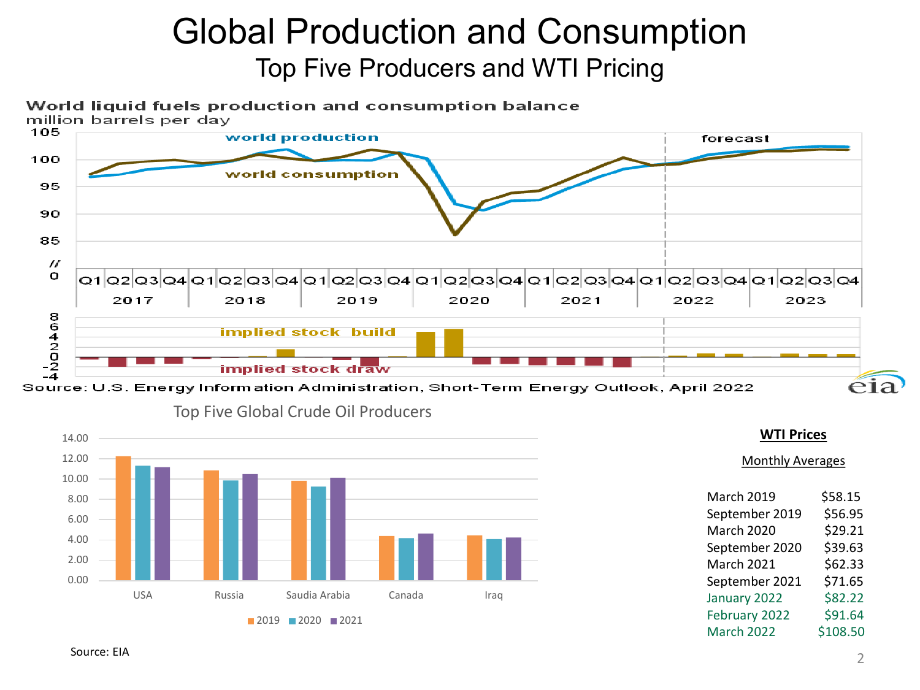# Global Production and Consumption

## Top Five Producers and WTI Pricing

World liquid fuels production and consumption balance
million barrels per day

world production

world consumption

forecast

| 2017 | | | | 2018 | | | | 2019 | | | | 2020 | | | | 2021 | | | | 2022 | | | | 2023 | | | |
|---|---|---|---|---|---|---|---|---|---|---|---|---|---|---|---|---|---|---|---|---|---|---|---|---|---|---|---|
| Q1 | Q2 | Q3 | Q4 | Q1 | Q2 | Q3 | Q4 | Q1 | Q2 | Q3 | Q4 | Q1 | Q2 | Q3 | Q4 | Q1 | Q2 | Q3 | Q4 | Q1 | Q2 | Q3 | Q4 | Q1 | Q2 | Q3 | Q4 |

implied stock build

implied stock draw

Source: U.S. Energy Information Administration, Short-Term Energy Outlook, April 2022

eia

### Top Five Global Crude Oil Producers

USA, Russia, Saudia Arabia, Canada, Iraq

2019, 2020, 2021

Source: EIA

**WTI Prices**

Monthly Averages

| Month | Price |
|---|---|
| March 2019 | $58.15 |
| September 2019 | $56.95 |
| March 2020 | $29.21 |
| September 2020 | $39.63 |
| March 2021 | $62.33 |
| September 2021 | $71.65 |
| January 2022 | $82.22 |
| February 2022 | $91.64 |
| March 2022 | $108.50 |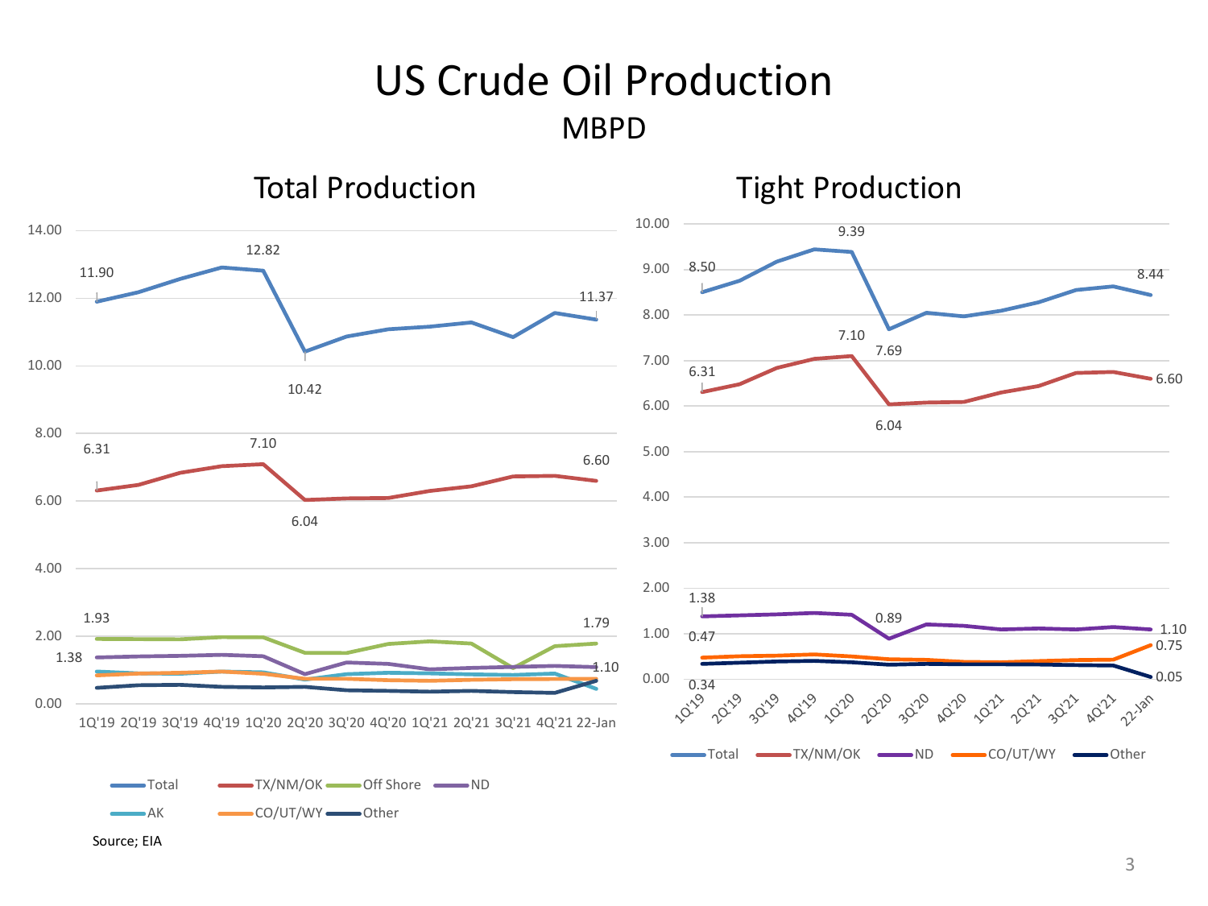# US Crude Oil Production

MBPD

## Total Production

14.00
12.00
10.00
8.00
6.00
4.00
2.00
0.00

11.90
12.82
10.42
11.37
6.31
7.10
6.04
6.60
1.93
1.79
1.38
1.10

1Q'19 2Q'19 3Q'19 4Q'19 1Q'20 2Q'20 3Q'20 4Q'20 1Q'21 2Q'21 3Q'21 4Q'21 22-Jan

Total, TX/NM/OK, Off Shore, ND, AK, CO/UT/WY, Other

Source; EIA

## Tight Production

10.00
9.00
8.00
7.00
6.00
5.00
4.00
3.00
2.00
1.00
0.00

9.39
8.50
8.44
7.10
7.69
6.31
6.60
6.04
1.38
0.89
1.10
0.47
0.75
0.34
0.05

1Q'19 2Q'19 3Q'19 4Q'19 1Q'20 2Q'20 3Q'20 4Q'20 1Q'21 2Q'21 3Q'21 4Q'21 22-Jan

Total, TX/NM/OK, ND, CO/UT/WY, Other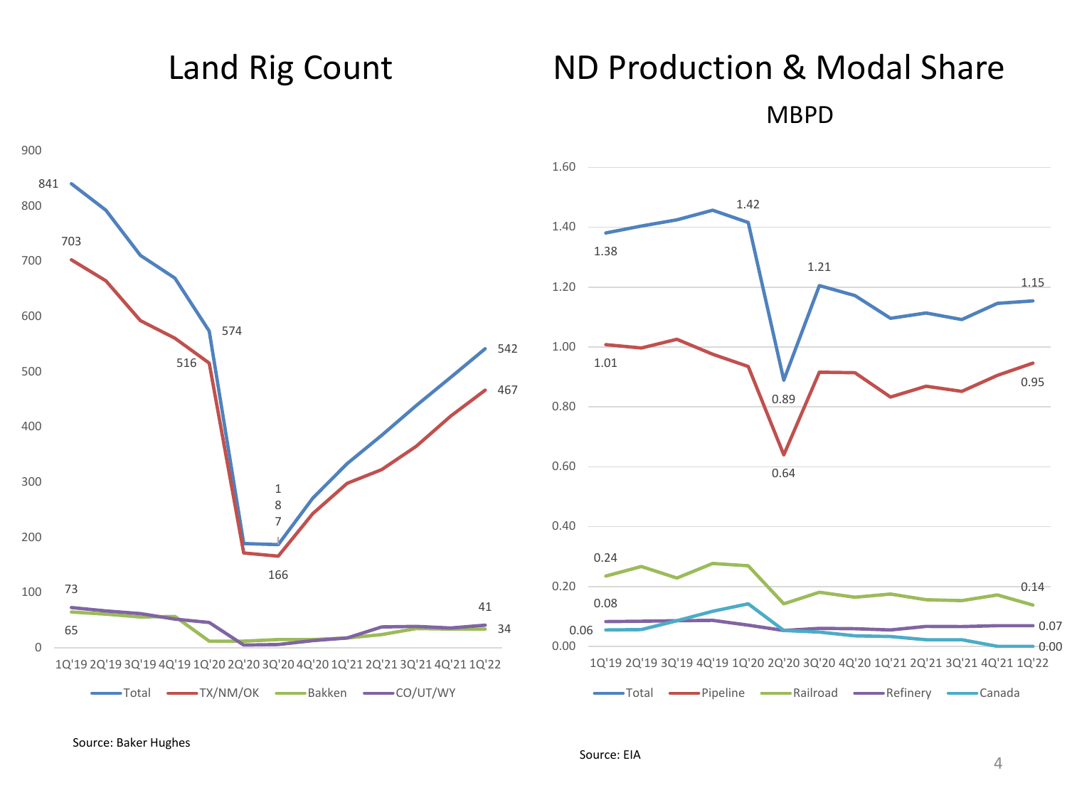# Land Rig Count

| Quarter | Total | TX/NM/OK | Bakken | CO/UT/WY |
|---|---|---|---|---|
| 1Q'19 | 841 | 703 | 65 | 73 |
| 4Q'19 | | 516 | | |
| 1Q'20 | 574 | | | |
| 3Q'20 | 187 | 166 | | |
| 1Q'22 | 542 | 467 | 34 | 41 |

Source: Baker Hughes

# ND Production & Modal Share

MBPD

| Quarter | Total | Pipeline | Railroad | Refinery | Canada |
|---|---|---|---|---|---|
| 1Q'19 | 1.38 | 1.01 | 0.24 | 0.08 | 0.06 |
| 1Q'20 | 1.42 | | | | |
| 2Q'20 | 0.89 | 0.64 | | | |
| 3Q'20 | 1.21 | | | | |
| 1Q'22 | 1.15 | 0.95 | 0.14 | 0.07 | 0.00 |

Source: EIA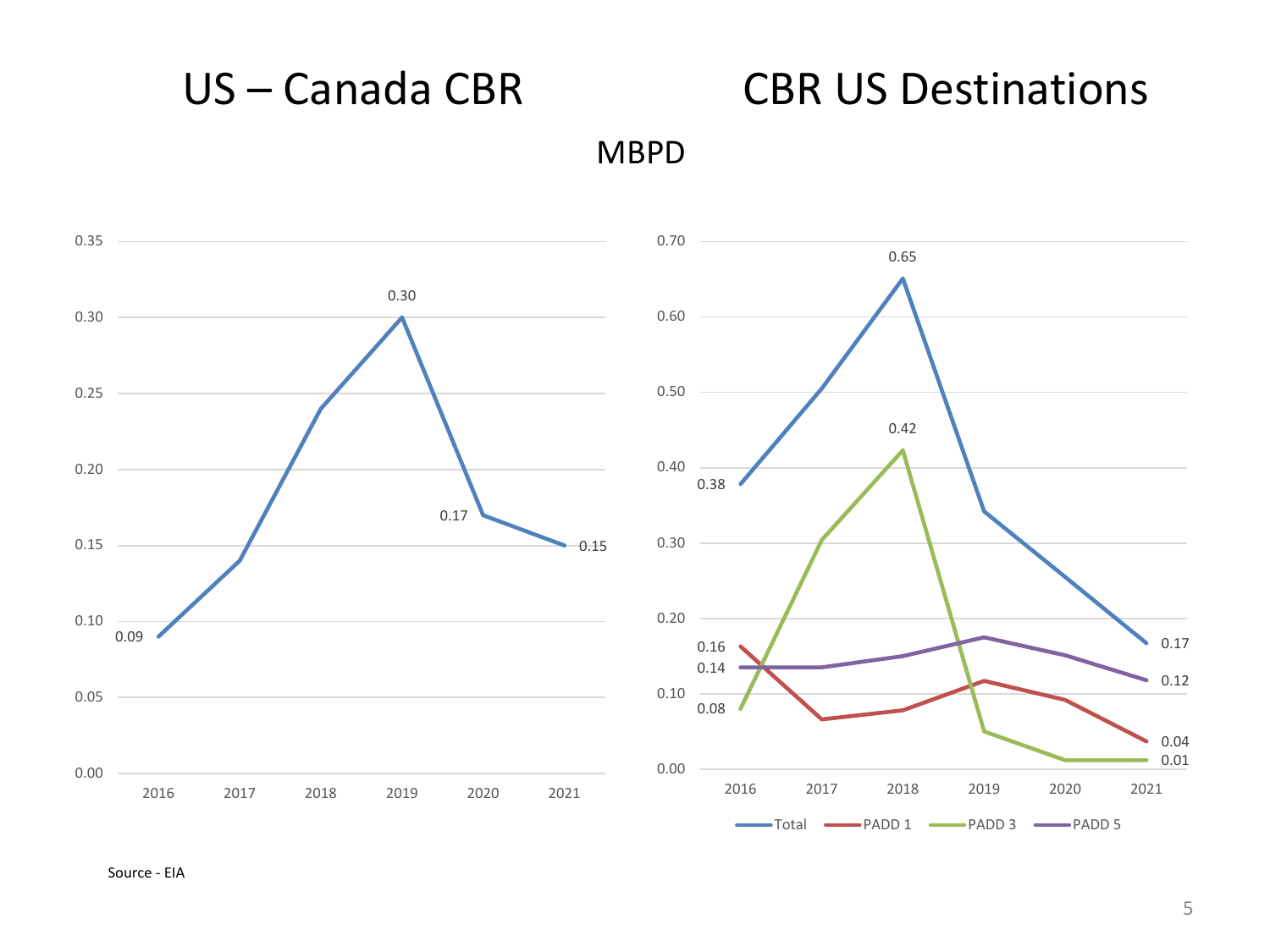# US – Canada CBR

# CBR US Destinations

MBPD

**US – Canada CBR**

| Year | Value |
|---|---|
| 2016 | 0.09 |
| 2019 | 0.30 |
| 2020 | 0.17 |
| 2021 | 0.15 |

**CBR US Destinations**

| Series | 2016 | 2018 | 2021 |
|---|---|---|---|
| Total | 0.38 | 0.65 | 0.17 |
| PADD 1 | 0.16 | | 0.04 |
| PADD 3 | 0.08 | 0.42 | 0.01 |
| PADD 5 | 0.14 | | 0.12 |

Source - EIA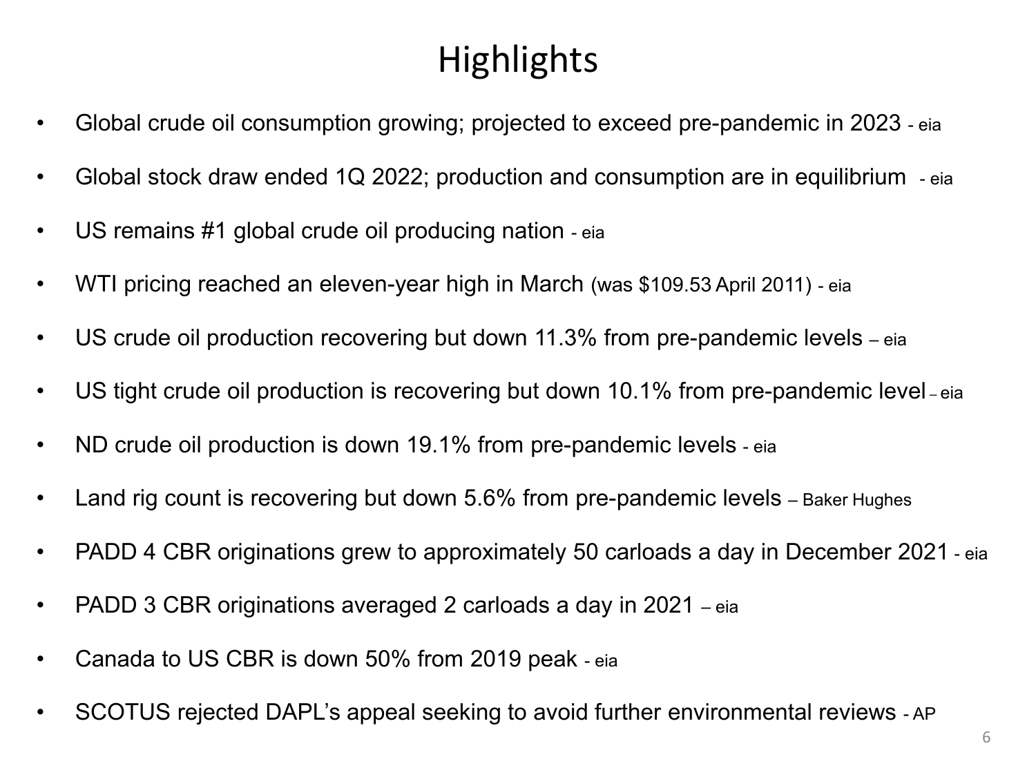# Highlights

- Global crude oil consumption growing; projected to exceed pre-pandemic in 2023 - eia
- Global stock draw ended 1Q 2022; production and consumption are in equilibrium - eia
- US remains #1 global crude oil producing nation - eia
- WTI pricing reached an eleven-year high in March (was $109.53 April 2011) - eia
- US crude oil production recovering but down 11.3% from pre-pandemic levels – eia
- US tight crude oil production is recovering but down 10.1% from pre-pandemic level – eia
- ND crude oil production is down 19.1% from pre-pandemic levels - eia
- Land rig count is recovering but down 5.6% from pre-pandemic levels – Baker Hughes
- PADD 4 CBR originations grew to approximately 50 carloads a day in December 2021 - eia
- PADD 3 CBR originations averaged 2 carloads a day in 2021 – eia
- Canada to US CBR is down 50% from 2019 peak - eia
- SCOTUS rejected DAPL's appeal seeking to avoid further environmental reviews - AP